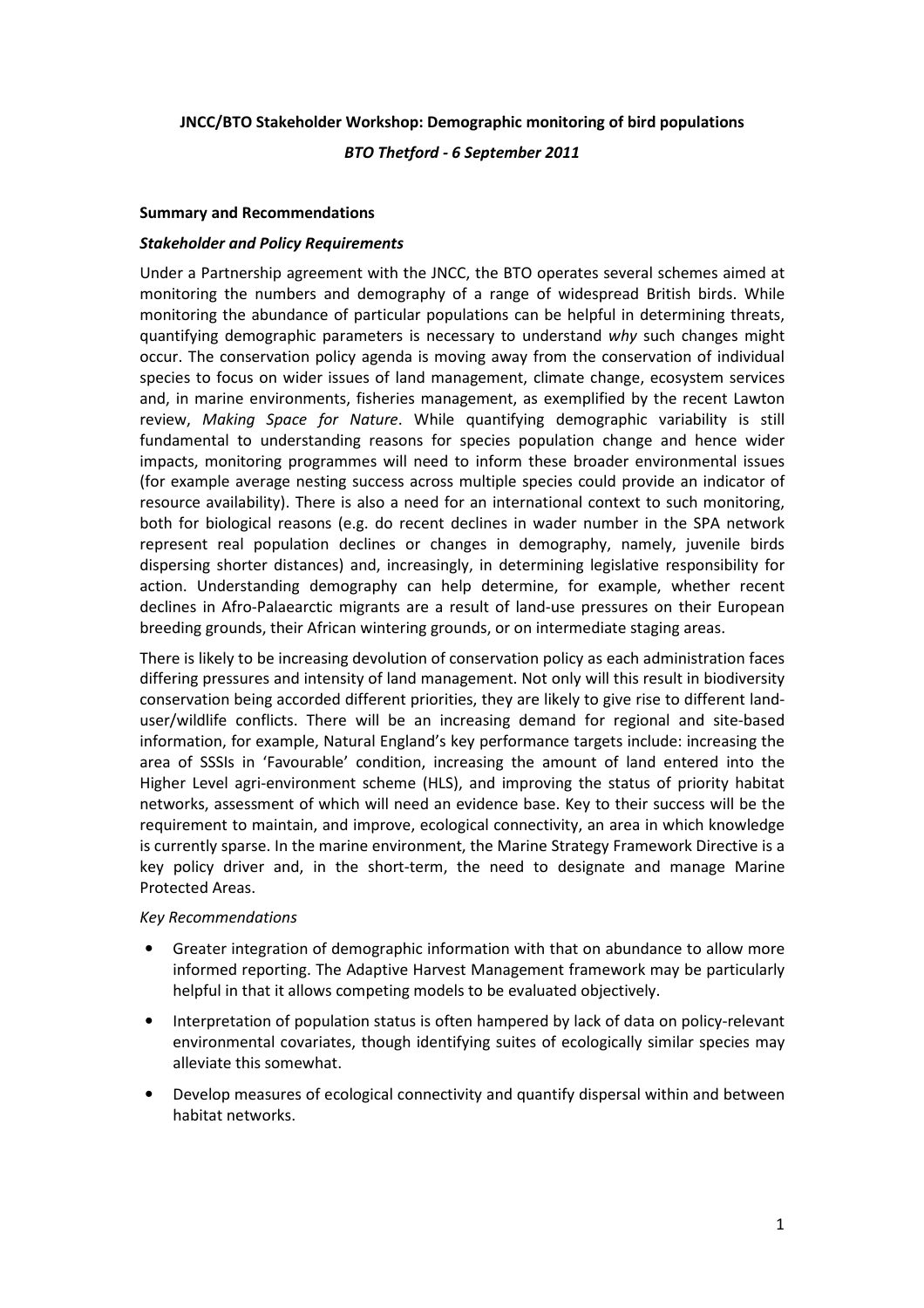**JNCC/BTO Stakeholder Workshop: Demographic monitoring of bird populations**

***BTO Thetford - 6 September 2011***

**Summary and Recommendations**

***Stakeholder and Policy Requirements***

Under a Partnership agreement with the JNCC, the BTO operates several schemes aimed at monitoring the numbers and demography of a range of widespread British birds. While monitoring the abundance of particular populations can be helpful in determining threats, quantifying demographic parameters is necessary to understand *why* such changes might occur. The conservation policy agenda is moving away from the conservation of individual species to focus on wider issues of land management, climate change, ecosystem services and, in marine environments, fisheries management, as exemplified by the recent Lawton review, *Making Space for Nature*. While quantifying demographic variability is still fundamental to understanding reasons for species population change and hence wider impacts, monitoring programmes will need to inform these broader environmental issues (for example average nesting success across multiple species could provide an indicator of resource availability). There is also a need for an international context to such monitoring, both for biological reasons (e.g. do recent declines in wader number in the SPA network represent real population declines or changes in demography, namely, juvenile birds dispersing shorter distances) and, increasingly, in determining legislative responsibility for action. Understanding demography can help determine, for example, whether recent declines in Afro-Palaearctic migrants are a result of land-use pressures on their European breeding grounds, their African wintering grounds, or on intermediate staging areas.

There is likely to be increasing devolution of conservation policy as each administration faces differing pressures and intensity of land management. Not only will this result in biodiversity conservation being accorded different priorities, they are likely to give rise to different land-user/wildlife conflicts. There will be an increasing demand for regional and site-based information, for example, Natural England's key performance targets include: increasing the area of SSSIs in 'Favourable' condition, increasing the amount of land entered into the Higher Level agri-environment scheme (HLS), and improving the status of priority habitat networks, assessment of which will need an evidence base. Key to their success will be the requirement to maintain, and improve, ecological connectivity, an area in which knowledge is currently sparse. In the marine environment, the Marine Strategy Framework Directive is a key policy driver and, in the short-term, the need to designate and manage Marine Protected Areas.

*Key Recommendations*

- Greater integration of demographic information with that on abundance to allow more informed reporting. The Adaptive Harvest Management framework may be particularly helpful in that it allows competing models to be evaluated objectively.
- Interpretation of population status is often hampered by lack of data on policy-relevant environmental covariates, though identifying suites of ecologically similar species may alleviate this somewhat.
- Develop measures of ecological connectivity and quantify dispersal within and between habitat networks.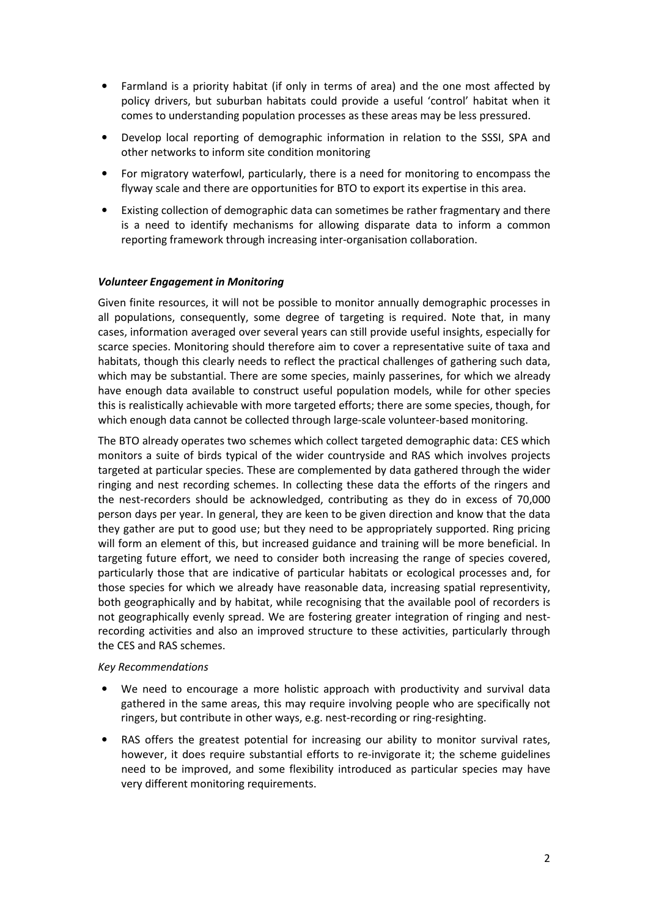- Farmland is a priority habitat (if only in terms of area) and the one most affected by policy drivers, but suburban habitats could provide a useful 'control' habitat when it comes to understanding population processes as these areas may be less pressured.
- Develop local reporting of demographic information in relation to the SSSI, SPA and other networks to inform site condition monitoring
- For migratory waterfowl, particularly, there is a need for monitoring to encompass the flyway scale and there are opportunities for BTO to export its expertise in this area.
- Existing collection of demographic data can sometimes be rather fragmentary and there is a need to identify mechanisms for allowing disparate data to inform a common reporting framework through increasing inter-organisation collaboration.

***Volunteer Engagement in Monitoring***

Given finite resources, it will not be possible to monitor annually demographic processes in all populations, consequently, some degree of targeting is required. Note that, in many cases, information averaged over several years can still provide useful insights, especially for scarce species. Monitoring should therefore aim to cover a representative suite of taxa and habitats, though this clearly needs to reflect the practical challenges of gathering such data, which may be substantial. There are some species, mainly passerines, for which we already have enough data available to construct useful population models, while for other species this is realistically achievable with more targeted efforts; there are some species, though, for which enough data cannot be collected through large-scale volunteer-based monitoring.

The BTO already operates two schemes which collect targeted demographic data: CES which monitors a suite of birds typical of the wider countryside and RAS which involves projects targeted at particular species. These are complemented by data gathered through the wider ringing and nest recording schemes. In collecting these data the efforts of the ringers and the nest-recorders should be acknowledged, contributing as they do in excess of 70,000 person days per year. In general, they are keen to be given direction and know that the data they gather are put to good use; but they need to be appropriately supported. Ring pricing will form an element of this, but increased guidance and training will be more beneficial. In targeting future effort, we need to consider both increasing the range of species covered, particularly those that are indicative of particular habitats or ecological processes and, for those species for which we already have reasonable data, increasing spatial representivity, both geographically and by habitat, while recognising that the available pool of recorders is not geographically evenly spread. We are fostering greater integration of ringing and nest-recording activities and also an improved structure to these activities, particularly through the CES and RAS schemes.

*Key Recommendations*

- We need to encourage a more holistic approach with productivity and survival data gathered in the same areas, this may require involving people who are specifically not ringers, but contribute in other ways, e.g. nest-recording or ring-resighting.
- RAS offers the greatest potential for increasing our ability to monitor survival rates, however, it does require substantial efforts to re-invigorate it; the scheme guidelines need to be improved, and some flexibility introduced as particular species may have very different monitoring requirements.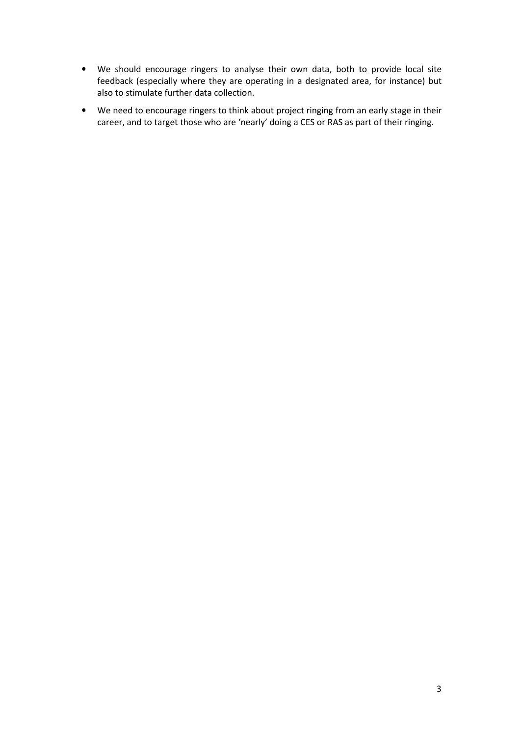- We should encourage ringers to analyse their own data, both to provide local site feedback (especially where they are operating in a designated area, for instance) but also to stimulate further data collection.
- We need to encourage ringers to think about project ringing from an early stage in their career, and to target those who are 'nearly' doing a CES or RAS as part of their ringing.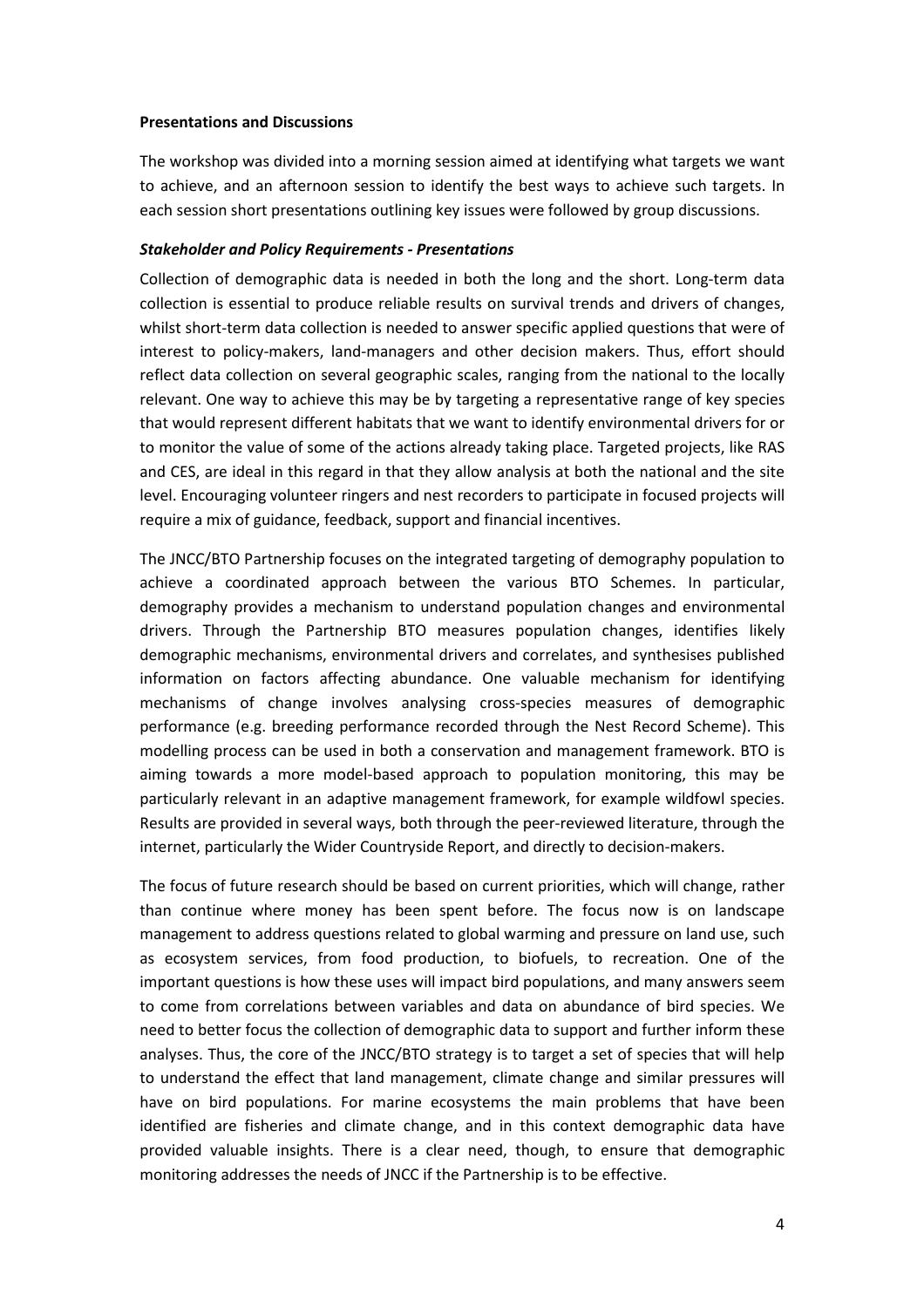**Presentations and Discussions**

The workshop was divided into a morning session aimed at identifying what targets we want to achieve, and an afternoon session to identify the best ways to achieve such targets. In each session short presentations outlining key issues were followed by group discussions.

***Stakeholder and Policy Requirements - Presentations***

Collection of demographic data is needed in both the long and the short. Long-term data collection is essential to produce reliable results on survival trends and drivers of changes, whilst short-term data collection is needed to answer specific applied questions that were of interest to policy-makers, land-managers and other decision makers. Thus, effort should reflect data collection on several geographic scales, ranging from the national to the locally relevant. One way to achieve this may be by targeting a representative range of key species that would represent different habitats that we want to identify environmental drivers for or to monitor the value of some of the actions already taking place. Targeted projects, like RAS and CES, are ideal in this regard in that they allow analysis at both the national and the site level. Encouraging volunteer ringers and nest recorders to participate in focused projects will require a mix of guidance, feedback, support and financial incentives.

The JNCC/BTO Partnership focuses on the integrated targeting of demography population to achieve a coordinated approach between the various BTO Schemes. In particular, demography provides a mechanism to understand population changes and environmental drivers. Through the Partnership BTO measures population changes, identifies likely demographic mechanisms, environmental drivers and correlates, and synthesises published information on factors affecting abundance. One valuable mechanism for identifying mechanisms of change involves analysing cross-species measures of demographic performance (e.g. breeding performance recorded through the Nest Record Scheme). This modelling process can be used in both a conservation and management framework. BTO is aiming towards a more model-based approach to population monitoring, this may be particularly relevant in an adaptive management framework, for example wildfowl species. Results are provided in several ways, both through the peer-reviewed literature, through the internet, particularly the Wider Countryside Report, and directly to decision-makers.

The focus of future research should be based on current priorities, which will change, rather than continue where money has been spent before. The focus now is on landscape management to address questions related to global warming and pressure on land use, such as ecosystem services, from food production, to biofuels, to recreation. One of the important questions is how these uses will impact bird populations, and many answers seem to come from correlations between variables and data on abundance of bird species. We need to better focus the collection of demographic data to support and further inform these analyses. Thus, the core of the JNCC/BTO strategy is to target a set of species that will help to understand the effect that land management, climate change and similar pressures will have on bird populations. For marine ecosystems the main problems that have been identified are fisheries and climate change, and in this context demographic data have provided valuable insights. There is a clear need, though, to ensure that demographic monitoring addresses the needs of JNCC if the Partnership is to be effective.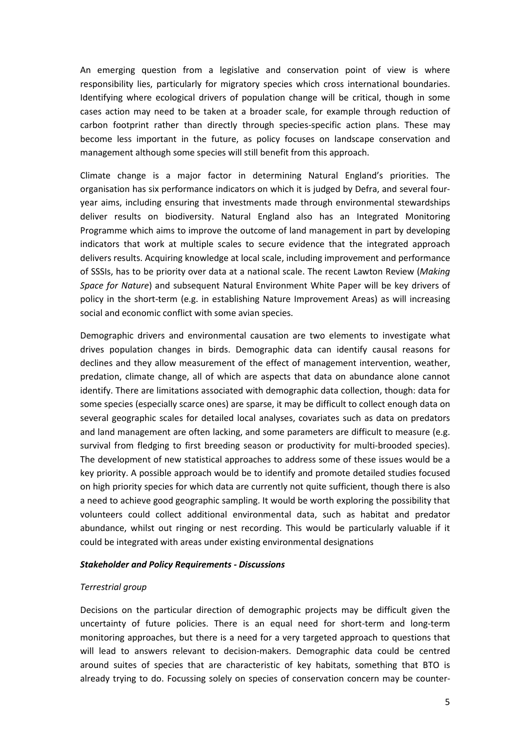An emerging question from a legislative and conservation point of view is where responsibility lies, particularly for migratory species which cross international boundaries. Identifying where ecological drivers of population change will be critical, though in some cases action may need to be taken at a broader scale, for example through reduction of carbon footprint rather than directly through species-specific action plans. These may become less important in the future, as policy focuses on landscape conservation and management although some species will still benefit from this approach.

Climate change is a major factor in determining Natural England's priorities. The organisation has six performance indicators on which it is judged by Defra, and several four-year aims, including ensuring that investments made through environmental stewardships deliver results on biodiversity. Natural England also has an Integrated Monitoring Programme which aims to improve the outcome of land management in part by developing indicators that work at multiple scales to secure evidence that the integrated approach delivers results. Acquiring knowledge at local scale, including improvement and performance of SSSIs, has to be priority over data at a national scale. The recent Lawton Review (*Making Space for Nature*) and subsequent Natural Environment White Paper will be key drivers of policy in the short-term (e.g. in establishing Nature Improvement Areas) as will increasing social and economic conflict with some avian species.

Demographic drivers and environmental causation are two elements to investigate what drives population changes in birds. Demographic data can identify causal reasons for declines and they allow measurement of the effect of management intervention, weather, predation, climate change, all of which are aspects that data on abundance alone cannot identify. There are limitations associated with demographic data collection, though: data for some species (especially scarce ones) are sparse, it may be difficult to collect enough data on several geographic scales for detailed local analyses, covariates such as data on predators and land management are often lacking, and some parameters are difficult to measure (e.g. survival from fledging to first breeding season or productivity for multi-brooded species). The development of new statistical approaches to address some of these issues would be a key priority. A possible approach would be to identify and promote detailed studies focused on high priority species for which data are currently not quite sufficient, though there is also a need to achieve good geographic sampling. It would be worth exploring the possibility that volunteers could collect additional environmental data, such as habitat and predator abundance, whilst out ringing or nest recording. This would be particularly valuable if it could be integrated with areas under existing environmental designations

***Stakeholder and Policy Requirements - Discussions***

*Terrestrial group*

Decisions on the particular direction of demographic projects may be difficult given the uncertainty of future policies. There is an equal need for short-term and long-term monitoring approaches, but there is a need for a very targeted approach to questions that will lead to answers relevant to decision-makers. Demographic data could be centred around suites of species that are characteristic of key habitats, something that BTO is already trying to do. Focussing solely on species of conservation concern may be counter-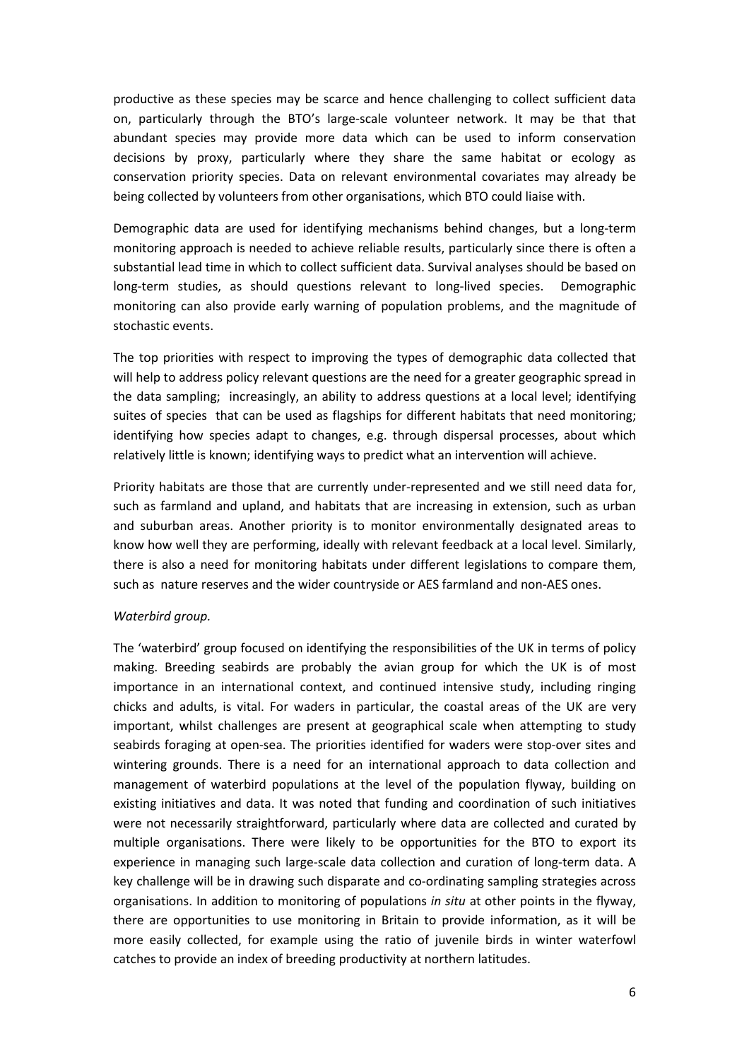productive as these species may be scarce and hence challenging to collect sufficient data on, particularly through the BTO's large-scale volunteer network. It may be that that abundant species may provide more data which can be used to inform conservation decisions by proxy, particularly where they share the same habitat or ecology as conservation priority species. Data on relevant environmental covariates may already be being collected by volunteers from other organisations, which BTO could liaise with.

Demographic data are used for identifying mechanisms behind changes, but a long-term monitoring approach is needed to achieve reliable results, particularly since there is often a substantial lead time in which to collect sufficient data. Survival analyses should be based on long-term studies, as should questions relevant to long-lived species. Demographic monitoring can also provide early warning of population problems, and the magnitude of stochastic events.

The top priorities with respect to improving the types of demographic data collected that will help to address policy relevant questions are the need for a greater geographic spread in the data sampling; increasingly, an ability to address questions at a local level; identifying suites of species that can be used as flagships for different habitats that need monitoring; identifying how species adapt to changes, e.g. through dispersal processes, about which relatively little is known; identifying ways to predict what an intervention will achieve.

Priority habitats are those that are currently under-represented and we still need data for, such as farmland and upland, and habitats that are increasing in extension, such as urban and suburban areas. Another priority is to monitor environmentally designated areas to know how well they are performing, ideally with relevant feedback at a local level. Similarly, there is also a need for monitoring habitats under different legislations to compare them, such as nature reserves and the wider countryside or AES farmland and non-AES ones.

*Waterbird group.*

The 'waterbird' group focused on identifying the responsibilities of the UK in terms of policy making. Breeding seabirds are probably the avian group for which the UK is of most importance in an international context, and continued intensive study, including ringing chicks and adults, is vital. For waders in particular, the coastal areas of the UK are very important, whilst challenges are present at geographical scale when attempting to study seabirds foraging at open-sea. The priorities identified for waders were stop-over sites and wintering grounds. There is a need for an international approach to data collection and management of waterbird populations at the level of the population flyway, building on existing initiatives and data. It was noted that funding and coordination of such initiatives were not necessarily straightforward, particularly where data are collected and curated by multiple organisations. There were likely to be opportunities for the BTO to export its experience in managing such large-scale data collection and curation of long-term data. A key challenge will be in drawing such disparate and co-ordinating sampling strategies across organisations. In addition to monitoring of populations *in situ* at other points in the flyway, there are opportunities to use monitoring in Britain to provide information, as it will be more easily collected, for example using the ratio of juvenile birds in winter waterfowl catches to provide an index of breeding productivity at northern latitudes.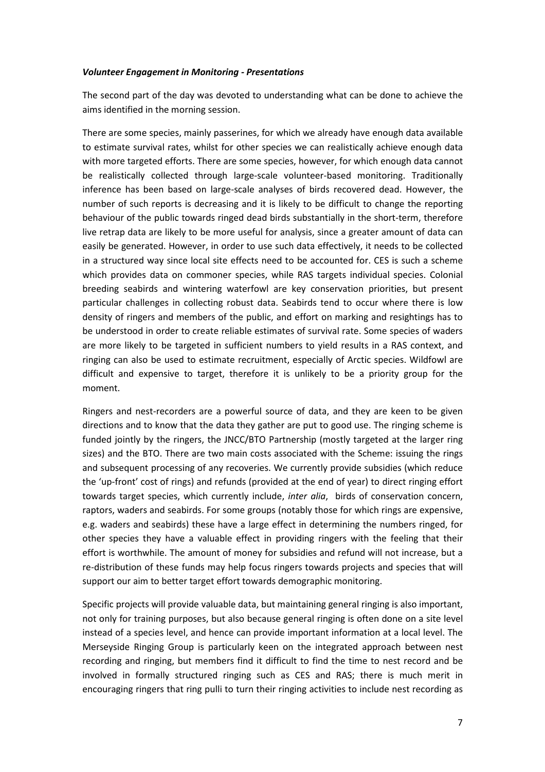***Volunteer Engagement in Monitoring - Presentations***

The second part of the day was devoted to understanding what can be done to achieve the aims identified in the morning session.

There are some species, mainly passerines, for which we already have enough data available to estimate survival rates, whilst for other species we can realistically achieve enough data with more targeted efforts. There are some species, however, for which enough data cannot be realistically collected through large-scale volunteer-based monitoring. Traditionally inference has been based on large-scale analyses of birds recovered dead. However, the number of such reports is decreasing and it is likely to be difficult to change the reporting behaviour of the public towards ringed dead birds substantially in the short-term, therefore live retrap data are likely to be more useful for analysis, since a greater amount of data can easily be generated. However, in order to use such data effectively, it needs to be collected in a structured way since local site effects need to be accounted for. CES is such a scheme which provides data on commoner species, while RAS targets individual species. Colonial breeding seabirds and wintering waterfowl are key conservation priorities, but present particular challenges in collecting robust data. Seabirds tend to occur where there is low density of ringers and members of the public, and effort on marking and resightings has to be understood in order to create reliable estimates of survival rate. Some species of waders are more likely to be targeted in sufficient numbers to yield results in a RAS context, and ringing can also be used to estimate recruitment, especially of Arctic species. Wildfowl are difficult and expensive to target, therefore it is unlikely to be a priority group for the moment.

Ringers and nest-recorders are a powerful source of data, and they are keen to be given directions and to know that the data they gather are put to good use. The ringing scheme is funded jointly by the ringers, the JNCC/BTO Partnership (mostly targeted at the larger ring sizes) and the BTO. There are two main costs associated with the Scheme: issuing the rings and subsequent processing of any recoveries. We currently provide subsidies (which reduce the 'up-front' cost of rings) and refunds (provided at the end of year) to direct ringing effort towards target species, which currently include, *inter alia*, birds of conservation concern, raptors, waders and seabirds. For some groups (notably those for which rings are expensive, e.g. waders and seabirds) these have a large effect in determining the numbers ringed, for other species they have a valuable effect in providing ringers with the feeling that their effort is worthwhile. The amount of money for subsidies and refund will not increase, but a re-distribution of these funds may help focus ringers towards projects and species that will support our aim to better target effort towards demographic monitoring.

Specific projects will provide valuable data, but maintaining general ringing is also important, not only for training purposes, but also because general ringing is often done on a site level instead of a species level, and hence can provide important information at a local level. The Merseyside Ringing Group is particularly keen on the integrated approach between nest recording and ringing, but members find it difficult to find the time to nest record and be involved in formally structured ringing such as CES and RAS; there is much merit in encouraging ringers that ring pulli to turn their ringing activities to include nest recording as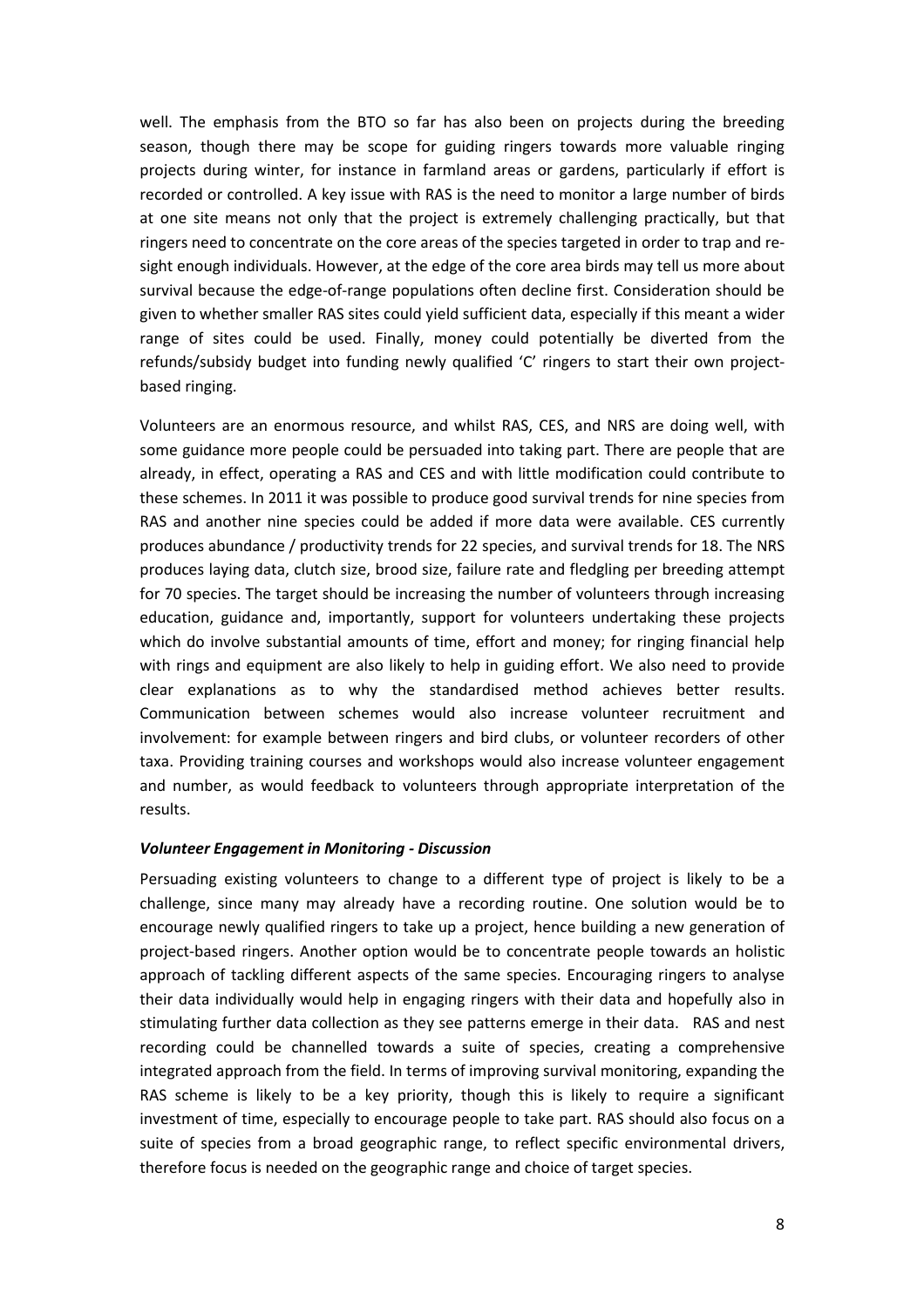well. The emphasis from the BTO so far has also been on projects during the breeding season, though there may be scope for guiding ringers towards more valuable ringing projects during winter, for instance in farmland areas or gardens, particularly if effort is recorded or controlled. A key issue with RAS is the need to monitor a large number of birds at one site means not only that the project is extremely challenging practically, but that ringers need to concentrate on the core areas of the species targeted in order to trap and re-sight enough individuals. However, at the edge of the core area birds may tell us more about survival because the edge-of-range populations often decline first. Consideration should be given to whether smaller RAS sites could yield sufficient data, especially if this meant a wider range of sites could be used. Finally, money could potentially be diverted from the refunds/subsidy budget into funding newly qualified 'C' ringers to start their own project-based ringing.

Volunteers are an enormous resource, and whilst RAS, CES, and NRS are doing well, with some guidance more people could be persuaded into taking part. There are people that are already, in effect, operating a RAS and CES and with little modification could contribute to these schemes. In 2011 it was possible to produce good survival trends for nine species from RAS and another nine species could be added if more data were available. CES currently produces abundance / productivity trends for 22 species, and survival trends for 18. The NRS produces laying data, clutch size, brood size, failure rate and fledgling per breeding attempt for 70 species. The target should be increasing the number of volunteers through increasing education, guidance and, importantly, support for volunteers undertaking these projects which do involve substantial amounts of time, effort and money; for ringing financial help with rings and equipment are also likely to help in guiding effort. We also need to provide clear explanations as to why the standardised method achieves better results. Communication between schemes would also increase volunteer recruitment and involvement: for example between ringers and bird clubs, or volunteer recorders of other taxa. Providing training courses and workshops would also increase volunteer engagement and number, as would feedback to volunteers through appropriate interpretation of the results.

#### *Volunteer Engagement in Monitoring - Discussion*

Persuading existing volunteers to change to a different type of project is likely to be a challenge, since many may already have a recording routine. One solution would be to encourage newly qualified ringers to take up a project, hence building a new generation of project-based ringers. Another option would be to concentrate people towards an holistic approach of tackling different aspects of the same species. Encouraging ringers to analyse their data individually would help in engaging ringers with their data and hopefully also in stimulating further data collection as they see patterns emerge in their data. RAS and nest recording could be channelled towards a suite of species, creating a comprehensive integrated approach from the field. In terms of improving survival monitoring, expanding the RAS scheme is likely to be a key priority, though this is likely to require a significant investment of time, especially to encourage people to take part. RAS should also focus on a suite of species from a broad geographic range, to reflect specific environmental drivers, therefore focus is needed on the geographic range and choice of target species.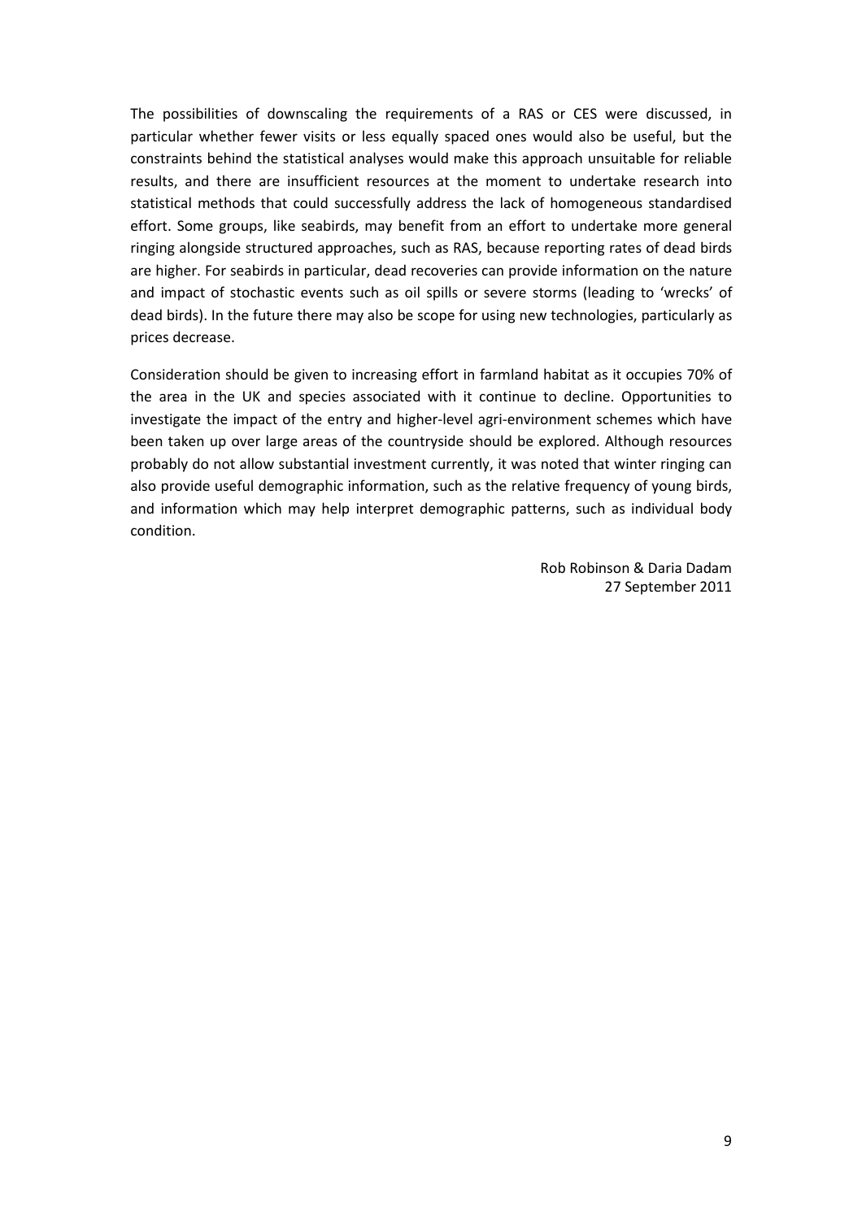The possibilities of downscaling the requirements of a RAS or CES were discussed, in particular whether fewer visits or less equally spaced ones would also be useful, but the constraints behind the statistical analyses would make this approach unsuitable for reliable results, and there are insufficient resources at the moment to undertake research into statistical methods that could successfully address the lack of homogeneous standardised effort. Some groups, like seabirds, may benefit from an effort to undertake more general ringing alongside structured approaches, such as RAS, because reporting rates of dead birds are higher. For seabirds in particular, dead recoveries can provide information on the nature and impact of stochastic events such as oil spills or severe storms (leading to 'wrecks' of dead birds). In the future there may also be scope for using new technologies, particularly as prices decrease.

Consideration should be given to increasing effort in farmland habitat as it occupies 70% of the area in the UK and species associated with it continue to decline. Opportunities to investigate the impact of the entry and higher-level agri-environment schemes which have been taken up over large areas of the countryside should be explored. Although resources probably do not allow substantial investment currently, it was noted that winter ringing can also provide useful demographic information, such as the relative frequency of young birds, and information which may help interpret demographic patterns, such as individual body condition.

Rob Robinson & Daria Dadam
27 September 2011